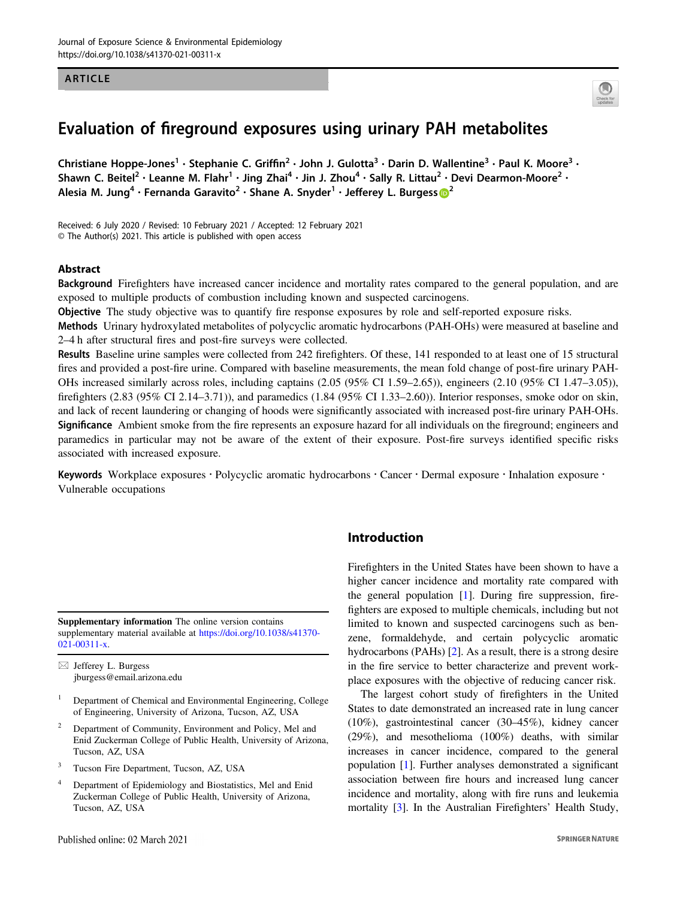ARTICLE

# Evaluation of fireground exposures using urinary PAH metabolites

Christiane Hoppe-Jones[1] · Stephanie C. Griffin[2] · John J. Gulotta[3] · Darin D. Wallentine[3] · Paul K. Moore[3] · Shawn C. Beitel[2] · Leanne M. Flahr[1] · Jing Zhai[4] · Jin J. Zhou[4] · Sally R. Littau[2] · Devi Dearmon-Moore[2] · Alesia M. Jung[4] · Fernanda Garavito[2] · Shane A. Snyder[1] · Jefferey L. Burgess[2]

Received: 6 July 2020 / Revised: 10 February 2021 / Accepted: 12 February 2021
© The Author(s) 2021. This article is published with open access

## Abstract

**Background** Firefighters have increased cancer incidence and mortality rates compared to the general population, and are exposed to multiple products of combustion including known and suspected carcinogens.

**Objective** The study objective was to quantify fire response exposures by role and self-reported exposure risks.

**Methods** Urinary hydroxylated metabolites of polycyclic aromatic hydrocarbons (PAH-OHs) were measured at baseline and 2–4 h after structural fires and post-fire surveys were collected.

**Results** Baseline urine samples were collected from 242 firefighters. Of these, 141 responded to at least one of 15 structural fires and provided a post-fire urine. Compared with baseline measurements, the mean fold change of post-fire urinary PAH-OHs increased similarly across roles, including captains (2.05 (95% CI 1.59–2.65)), engineers (2.10 (95% CI 1.47–3.05)), firefighters (2.83 (95% CI 2.14–3.71)), and paramedics (1.84 (95% CI 1.33–2.60)). Interior responses, smoke odor on skin, and lack of recent laundering or changing of hoods were significantly associated with increased post-fire urinary PAH-OHs.

**Significance** Ambient smoke from the fire represents an exposure hazard for all individuals on the fireground; engineers and paramedics in particular may not be aware of the extent of their exposure. Post-fire surveys identified specific risks associated with increased exposure.

**Keywords** Workplace exposures · Polycyclic aromatic hydrocarbons · Cancer · Dermal exposure · Inhalation exposure · Vulnerable occupations

## Introduction

Firefighters in the United States have been shown to have a higher cancer incidence and mortality rate compared with the general population [1]. During fire suppression, firefighters are exposed to multiple chemicals, including but not limited to known and suspected carcinogens such as benzene, formaldehyde, and certain polycyclic aromatic hydrocarbons (PAHs) [2]. As a result, there is a strong desire in the fire service to better characterize and prevent workplace exposures with the objective of reducing cancer risk.

The largest cohort study of firefighters in the United States to date demonstrated an increased rate in lung cancer (10%), gastrointestinal cancer (30–45%), kidney cancer (29%), and mesothelioma (100%) deaths, with similar increases in cancer incidence, compared to the general population [1]. Further analyses demonstrated a significant association between fire hours and increased lung cancer incidence and mortality, along with fire runs and leukemia mortality [3]. In the Australian Firefighters' Health Study,

**Supplementary information** The online version contains supplementary material available at https://doi.org/10.1038/s41370-021-00311-x.

✉ Jefferey L. Burgess
jburgess@email.arizona.edu

1 Department of Chemical and Environmental Engineering, College of Engineering, University of Arizona, Tucson, AZ, USA

2 Department of Community, Environment and Policy, Mel and Enid Zuckerman College of Public Health, University of Arizona, Tucson, AZ, USA

3 Tucson Fire Department, Tucson, AZ, USA

4 Department of Epidemiology and Biostatistics, Mel and Enid Zuckerman College of Public Health, University of Arizona, Tucson, AZ, USA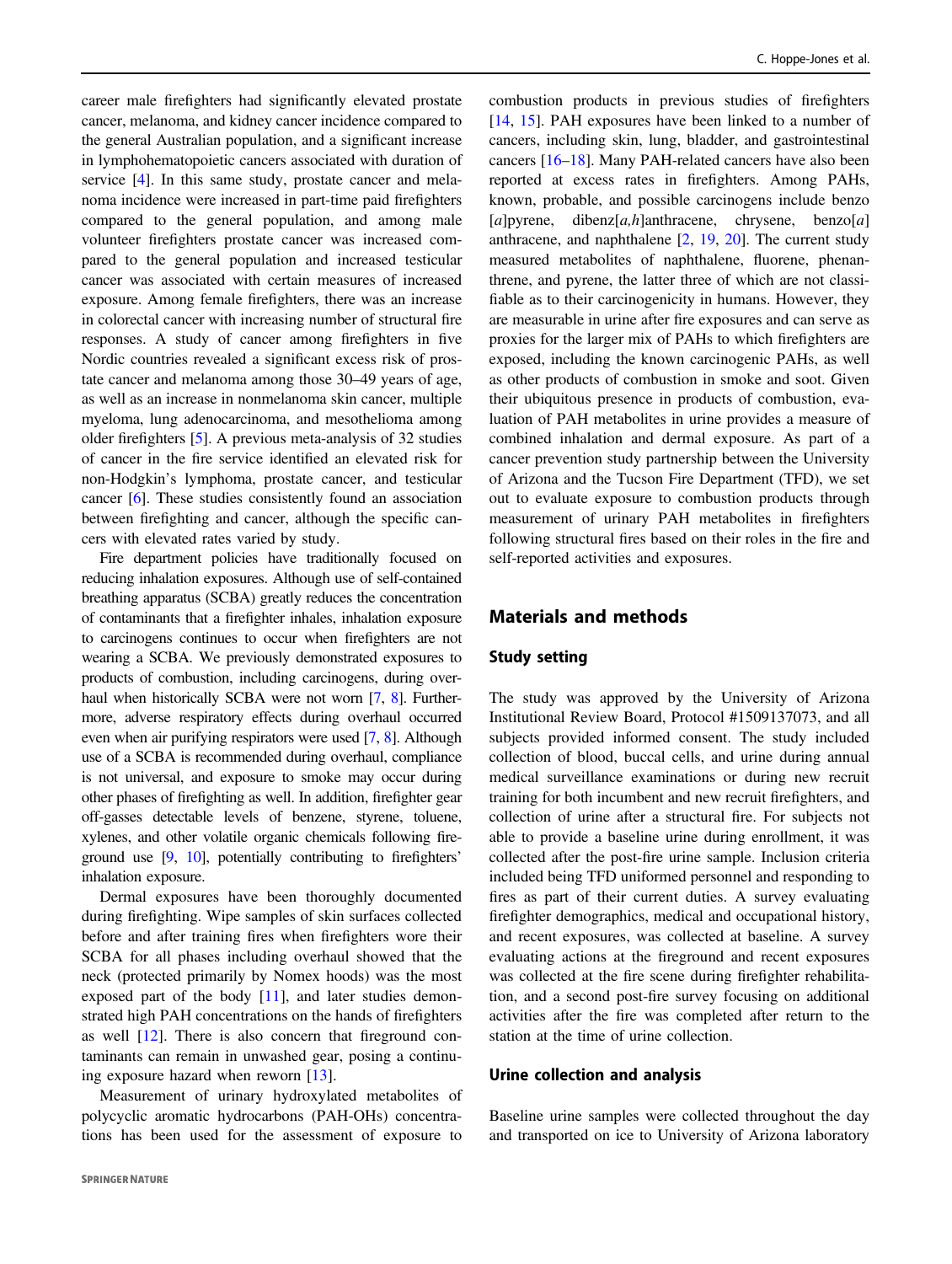career male firefighters had significantly elevated prostate cancer, melanoma, and kidney cancer incidence compared to the general Australian population, and a significant increase in lymphohematopoietic cancers associated with duration of service [4]. In this same study, prostate cancer and melanoma incidence were increased in part-time paid firefighters compared to the general population, and among male volunteer firefighters prostate cancer was increased compared to the general population and increased testicular cancer was associated with certain measures of increased exposure. Among female firefighters, there was an increase in colorectal cancer with increasing number of structural fire responses. A study of cancer among firefighters in five Nordic countries revealed a significant excess risk of prostate cancer and melanoma among those 30–49 years of age, as well as an increase in nonmelanoma skin cancer, multiple myeloma, lung adenocarcinoma, and mesothelioma among older firefighters [5]. A previous meta-analysis of 32 studies of cancer in the fire service identified an elevated risk for non-Hodgkin's lymphoma, prostate cancer, and testicular cancer [6]. These studies consistently found an association between firefighting and cancer, although the specific cancers with elevated rates varied by study.

Fire department policies have traditionally focused on reducing inhalation exposures. Although use of self-contained breathing apparatus (SCBA) greatly reduces the concentration of contaminants that a firefighter inhales, inhalation exposure to carcinogens continues to occur when firefighters are not wearing a SCBA. We previously demonstrated exposures to products of combustion, including carcinogens, during overhaul when historically SCBA were not worn [7, 8]. Furthermore, adverse respiratory effects during overhaul occurred even when air purifying respirators were used [7, 8]. Although use of a SCBA is recommended during overhaul, compliance is not universal, and exposure to smoke may occur during other phases of firefighting as well. In addition, firefighter gear off-gasses detectable levels of benzene, styrene, toluene, xylenes, and other volatile organic chemicals following fireground use [9, 10], potentially contributing to firefighters' inhalation exposure.

Dermal exposures have been thoroughly documented during firefighting. Wipe samples of skin surfaces collected before and after training fires when firefighters wore their SCBA for all phases including overhaul showed that the neck (protected primarily by Nomex hoods) was the most exposed part of the body [11], and later studies demonstrated high PAH concentrations on the hands of firefighters as well [12]. There is also concern that fireground contaminants can remain in unwashed gear, posing a continuing exposure hazard when reworn [13].

Measurement of urinary hydroxylated metabolites of polycyclic aromatic hydrocarbons (PAH-OHs) concentrations has been used for the assessment of exposure to combustion products in previous studies of firefighters [14, 15]. PAH exposures have been linked to a number of cancers, including skin, lung, bladder, and gastrointestinal cancers [16–18]. Many PAH-related cancers have also been reported at excess rates in firefighters. Among PAHs, known, probable, and possible carcinogens include benzo[*a*]pyrene, dibenz[*a,h*]anthracene, chrysene, benzo[*a*]anthracene, and naphthalene [2, 19, 20]. The current study measured metabolites of naphthalene, fluorene, phenanthrene, and pyrene, the latter three of which are not classifiable as to their carcinogenicity in humans. However, they are measurable in urine after fire exposures and can serve as proxies for the larger mix of PAHs to which firefighters are exposed, including the known carcinogenic PAHs, as well as other products of combustion in smoke and soot. Given their ubiquitous presence in products of combustion, evaluation of PAH metabolites in urine provides a measure of combined inhalation and dermal exposure. As part of a cancer prevention study partnership between the University of Arizona and the Tucson Fire Department (TFD), we set out to evaluate exposure to combustion products through measurement of urinary PAH metabolites in firefighters following structural fires based on their roles in the fire and self-reported activities and exposures.

## Materials and methods

### Study setting

The study was approved by the University of Arizona Institutional Review Board, Protocol #1509137073, and all subjects provided informed consent. The study included collection of blood, buccal cells, and urine during annual medical surveillance examinations or during new recruit training for both incumbent and new recruit firefighters, and collection of urine after a structural fire. For subjects not able to provide a baseline urine during enrollment, it was collected after the post-fire urine sample. Inclusion criteria included being TFD uniformed personnel and responding to fires as part of their current duties. A survey evaluating firefighter demographics, medical and occupational history, and recent exposures, was collected at baseline. A survey evaluating actions at the fireground and recent exposures was collected at the fire scene during firefighter rehabilitation, and a second post-fire survey focusing on additional activities after the fire was completed after return to the station at the time of urine collection.

### Urine collection and analysis

Baseline urine samples were collected throughout the day and transported on ice to University of Arizona laboratory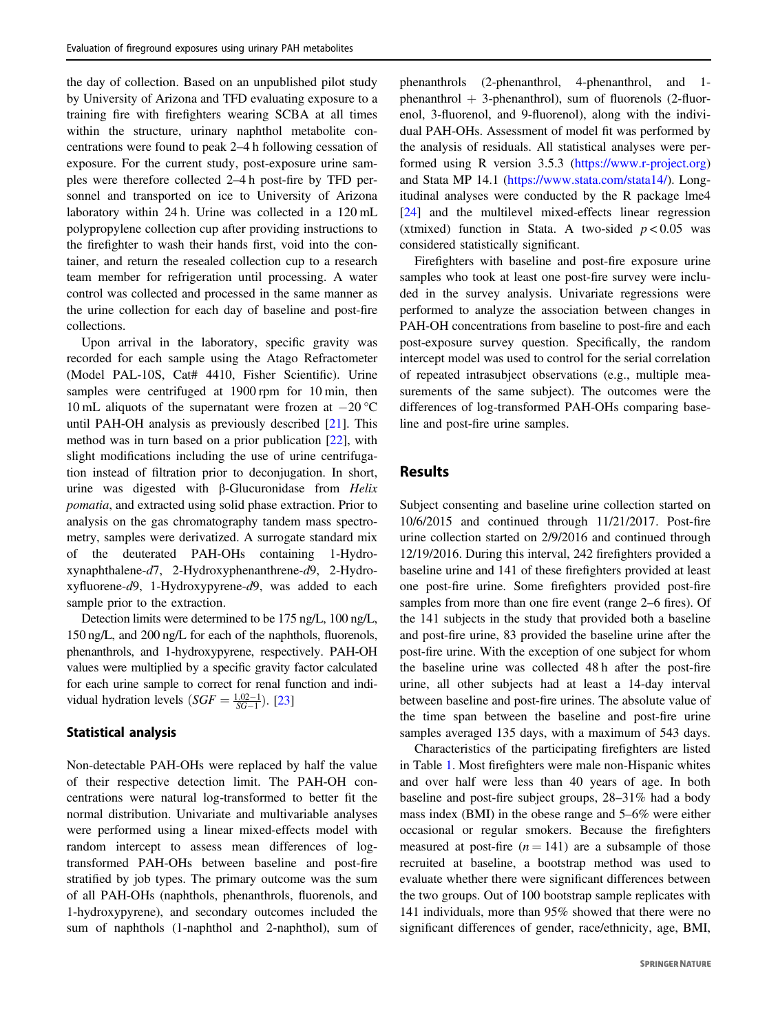the day of collection. Based on an unpublished pilot study by University of Arizona and TFD evaluating exposure to a training fire with firefighters wearing SCBA at all times within the structure, urinary naphthol metabolite concentrations were found to peak 2–4 h following cessation of exposure. For the current study, post-exposure urine samples were therefore collected 2–4 h post-fire by TFD personnel and transported on ice to University of Arizona laboratory within 24 h. Urine was collected in a 120 mL polypropylene collection cup after providing instructions to the firefighter to wash their hands first, void into the container, and return the resealed collection cup to a research team member for refrigeration until processing. A water control was collected and processed in the same manner as the urine collection for each day of baseline and post-fire collections.

Upon arrival in the laboratory, specific gravity was recorded for each sample using the Atago Refractometer (Model PAL-10S, Cat# 4410, Fisher Scientific). Urine samples were centrifuged at 1900 rpm for 10 min, then 10 mL aliquots of the supernatant were frozen at −20 °C until PAH-OH analysis as previously described [21]. This method was in turn based on a prior publication [22], with slight modifications including the use of urine centrifugation instead of filtration prior to deconjugation. In short, urine was digested with β-Glucuronidase from *Helix pomatia*, and extracted using solid phase extraction. Prior to analysis on the gas chromatography tandem mass spectrometry, samples were derivatized. A surrogate standard mix of the deuterated PAH-OHs containing 1-Hydroxynaphthalene-*d*7, 2-Hydroxyphenanthrene-*d*9, 2-Hydroxyfluorene-*d*9, 1-Hydroxypyrene-*d*9, was added to each sample prior to the extraction.

Detection limits were determined to be 175 ng/L, 100 ng/L, 150 ng/L, and 200 ng/L for each of the naphthols, fluorenols, phenanthrols, and 1-hydroxypyrene, respectively. PAH-OH values were multiplied by a specific gravity factor calculated for each urine sample to correct for renal function and individual hydration levels ($SGF = \frac{1.02-1}{SG-1}$). [23]

### Statistical analysis

Non-detectable PAH-OHs were replaced by half the value of their respective detection limit. The PAH-OH concentrations were natural log-transformed to better fit the normal distribution. Univariate and multivariable analyses were performed using a linear mixed-effects model with random intercept to assess mean differences of log-transformed PAH-OHs between baseline and post-fire stratified by job types. The primary outcome was the sum of all PAH-OHs (naphthols, phenanthrols, fluorenols, and 1-hydroxypyrene), and secondary outcomes included the sum of naphthols (1-naphthol and 2-naphthol), sum of phenanthrols (2-phenanthrol, 4-phenanthrol, and 1-phenanthrol + 3-phenanthrol), sum of fluorenols (2-fluorenol, 3-fluorenol, and 9-fluorenol), along with the individual PAH-OHs. Assessment of model fit was performed by the analysis of residuals. All statistical analyses were performed using R version 3.5.3 (https://www.r-project.org) and Stata MP 14.1 (https://www.stata.com/stata14/). Longitudinal analyses were conducted by the R package lme4 [24] and the multilevel mixed-effects linear regression (xtmixed) function in Stata. A two-sided $p < 0.05$ was considered statistically significant.

Firefighters with baseline and post-fire exposure urine samples who took at least one post-fire survey were included in the survey analysis. Univariate regressions were performed to analyze the association between changes in PAH-OH concentrations from baseline to post-fire and each post-exposure survey question. Specifically, the random intercept model was used to control for the serial correlation of repeated intrasubject observations (e.g., multiple measurements of the same subject). The outcomes were the differences of log-transformed PAH-OHs comparing baseline and post-fire urine samples.

## Results

Subject consenting and baseline urine collection started on 10/6/2015 and continued through 11/21/2017. Post-fire urine collection started on 2/9/2016 and continued through 12/19/2016. During this interval, 242 firefighters provided a baseline urine and 141 of these firefighters provided at least one post-fire urine. Some firefighters provided post-fire samples from more than one fire event (range 2–6 fires). Of the 141 subjects in the study that provided both a baseline and post-fire urine, 83 provided the baseline urine after the post-fire urine. With the exception of one subject for whom the baseline urine was collected 48 h after the post-fire urine, all other subjects had at least a 14-day interval between baseline and post-fire urines. The absolute value of the time span between the baseline and post-fire urine samples averaged 135 days, with a maximum of 543 days.

Characteristics of the participating firefighters are listed in Table 1. Most firefighters were male non-Hispanic whites and over half were less than 40 years of age. In both baseline and post-fire subject groups, 28–31% had a body mass index (BMI) in the obese range and 5–6% were either occasional or regular smokers. Because the firefighters measured at post-fire ($n = 141$) are a subsample of those recruited at baseline, a bootstrap method was used to evaluate whether there were significant differences between the two groups. Out of 100 bootstrap sample replicates with 141 individuals, more than 95% showed that there were no significant differences of gender, race/ethnicity, age, BMI,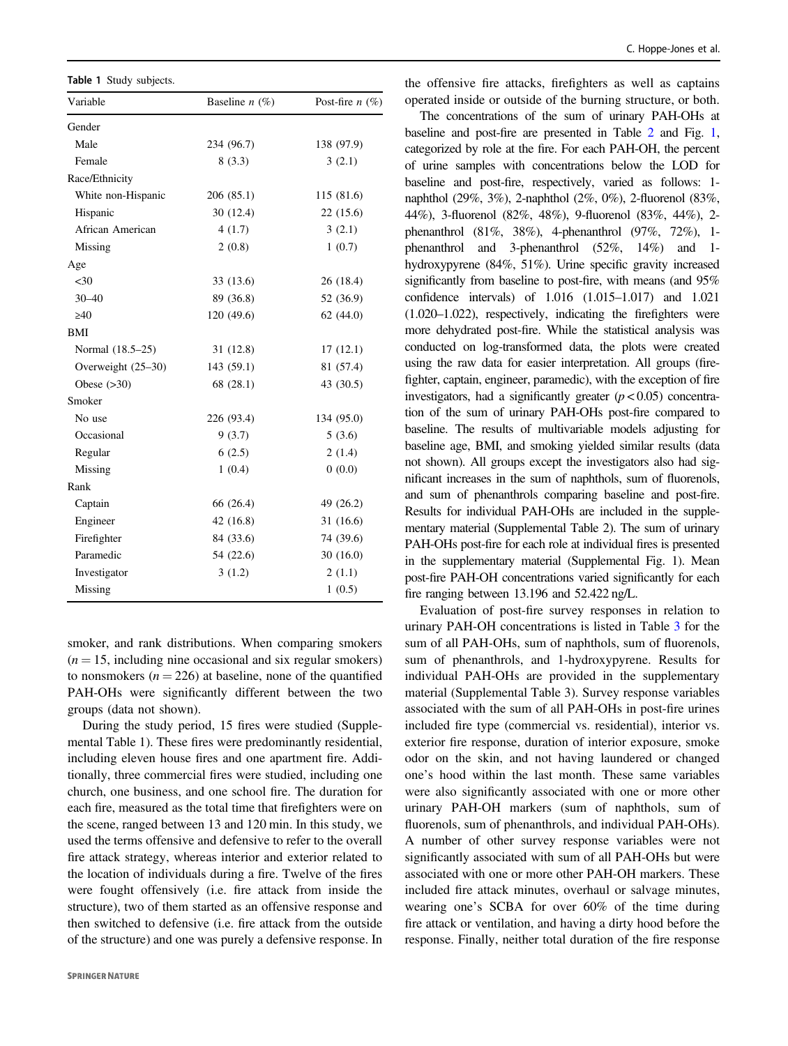**Table 1** Study subjects.

| Variable | Baseline *n* (%) | Post-fire *n* (%) |
|---|---|---|
| Gender | | |
| Male | 234 (96.7) | 138 (97.9) |
| Female | 8 (3.3) | 3 (2.1) |
| Race/Ethnicity | | |
| White non-Hispanic | 206 (85.1) | 115 (81.6) |
| Hispanic | 30 (12.4) | 22 (15.6) |
| African American | 4 (1.7) | 3 (2.1) |
| Missing | 2 (0.8) | 1 (0.7) |
| Age | | |
| <30 | 33 (13.6) | 26 (18.4) |
| 30–40 | 89 (36.8) | 52 (36.9) |
| ≥40 | 120 (49.6) | 62 (44.0) |
| BMI | | |
| Normal (18.5–25) | 31 (12.8) | 17 (12.1) |
| Overweight (25–30) | 143 (59.1) | 81 (57.4) |
| Obese (>30) | 68 (28.1) | 43 (30.5) |
| Smoker | | |
| No use | 226 (93.4) | 134 (95.0) |
| Occasional | 9 (3.7) | 5 (3.6) |
| Regular | 6 (2.5) | 2 (1.4) |
| Missing | 1 (0.4) | 0 (0.0) |
| Rank | | |
| Captain | 66 (26.4) | 49 (26.2) |
| Engineer | 42 (16.8) | 31 (16.6) |
| Firefighter | 84 (33.6) | 74 (39.6) |
| Paramedic | 54 (22.6) | 30 (16.0) |
| Investigator | 3 (1.2) | 2 (1.1) |
| Missing | | 1 (0.5) |

smoker, and rank distributions. When comparing smokers ($n = 15$, including nine occasional and six regular smokers) to nonsmokers ($n = 226$) at baseline, none of the quantified PAH-OHs were significantly different between the two groups (data not shown).

During the study period, 15 fires were studied (Supplemental Table 1). These fires were predominantly residential, including eleven house fires and one apartment fire. Additionally, three commercial fires were studied, including one church, one business, and one school fire. The duration for each fire, measured as the total time that firefighters were on the scene, ranged between 13 and 120 min. In this study, we used the terms offensive and defensive to refer to the overall fire attack strategy, whereas interior and exterior related to the location of individuals during a fire. Twelve of the fires were fought offensively (i.e. fire attack from inside the structure), two of them started as an offensive response and then switched to defensive (i.e. fire attack from the outside of the structure) and one was purely a defensive response. In the offensive fire attacks, firefighters as well as captains operated inside or outside of the burning structure, or both.

The concentrations of the sum of urinary PAH-OHs at baseline and post-fire are presented in Table 2 and Fig. 1, categorized by role at the fire. For each PAH-OH, the percent of urine samples with concentrations below the LOD for baseline and post-fire, respectively, varied as follows: 1-naphthol (29%, 3%), 2-naphthol (2%, 0%), 2-fluorenol (83%, 44%), 3-fluorenol (82%, 48%), 9-fluorenol (83%, 44%), 2-phenanthrol (81%, 38%), 4-phenanthrol (97%, 72%), 1-phenanthrol and 3-phenanthrol (52%, 14%) and 1-hydroxypyrene (84%, 51%). Urine specific gravity increased significantly from baseline to post-fire, with means (and 95% confidence intervals) of 1.016 (1.015–1.017) and 1.021 (1.020–1.022), respectively, indicating the firefighters were more dehydrated post-fire. While the statistical analysis was conducted on log-transformed data, the plots were created using the raw data for easier interpretation. All groups (firefighter, captain, engineer, paramedic), with the exception of fire investigators, had a significantly greater ($p < 0.05$) concentration of the sum of urinary PAH-OHs post-fire compared to baseline. The results of multivariable models adjusting for baseline age, BMI, and smoking yielded similar results (data not shown). All groups except the investigators also had significant increases in the sum of naphthols, sum of fluorenols, and sum of phenanthrols comparing baseline and post-fire. Results for individual PAH-OHs are included in the supplementary material (Supplemental Table 2). The sum of urinary PAH-OHs post-fire for each role at individual fires is presented in the supplementary material (Supplemental Fig. 1). Mean post-fire PAH-OH concentrations varied significantly for each fire ranging between 13.196 and 52.422 ng/L.

Evaluation of post-fire survey responses in relation to urinary PAH-OH concentrations is listed in Table 3 for the sum of all PAH-OHs, sum of naphthols, sum of fluorenols, sum of phenanthrols, and 1-hydroxypyrene. Results for individual PAH-OHs are provided in the supplementary material (Supplemental Table 3). Survey response variables associated with the sum of all PAH-OHs in post-fire urines included fire type (commercial vs. residential), interior vs. exterior fire response, duration of interior exposure, smoke odor on the skin, and not having laundered or changed one's hood within the last month. These same variables were also significantly associated with one or more other urinary PAH-OH markers (sum of naphthols, sum of fluorenols, sum of phenanthrols, and individual PAH-OHs). A number of other survey response variables were not significantly associated with sum of all PAH-OHs but were associated with one or more other PAH-OH markers. These included fire attack minutes, overhaul or salvage minutes, wearing one's SCBA for over 60% of the time during fire attack or ventilation, and having a dirty hood before the response. Finally, neither total duration of the fire response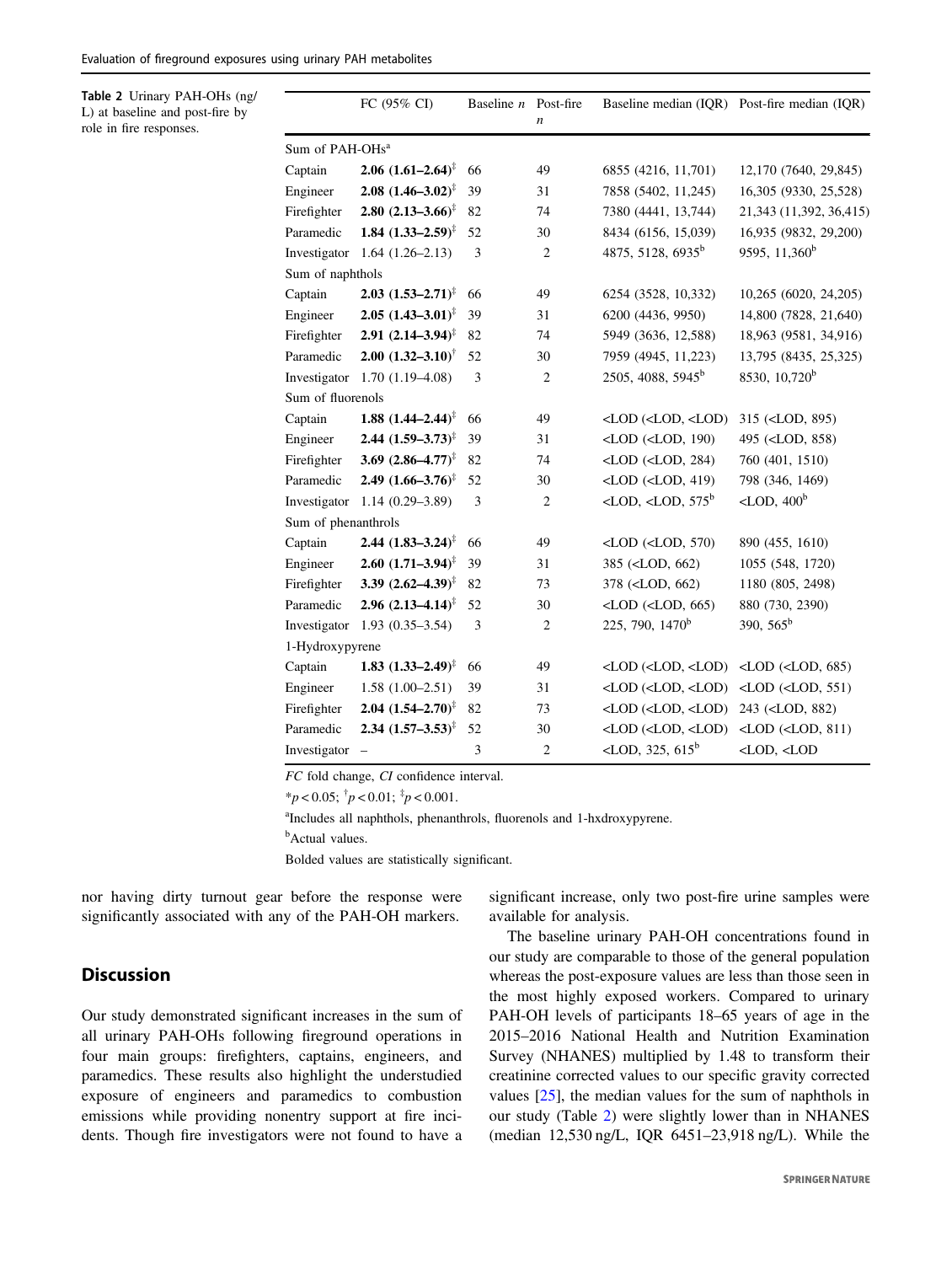**Table 2** Urinary PAH-OHs (ng/L) at baseline and post-fire by role in fire responses.

| | FC (95% CI) | Baseline $n$ | Post-fire $n$ | Baseline median (IQR) | Post-fire median (IQR) |
|---|---|---|---|---|---|
| Sum of PAH-OHs[a] | | | | | |
| Captain | **2.06 (1.61–2.64)**[‡] | 66 | 49 | 6855 (4216, 11,701) | 12,170 (7640, 29,845) |
| Engineer | **2.08 (1.46–3.02)**[‡] | 39 | 31 | 7858 (5402, 11,245) | 16,305 (9330, 25,528) |
| Firefighter | **2.80 (2.13–3.66)**[‡] | 82 | 74 | 7380 (4441, 13,744) | 21,343 (11,392, 36,415) |
| Paramedic | **1.84 (1.33–2.59)**[‡] | 52 | 30 | 8434 (6156, 15,039) | 16,935 (9832, 29,200) |
| Investigator | 1.64 (1.26–2.13) | 3 | 2 | 4875, 5128, 6935[b] | 9595, 11,360[b] |
| Sum of naphthols | | | | | |
| Captain | **2.03 (1.53–2.71)**[‡] | 66 | 49 | 6254 (3528, 10,332) | 10,265 (6020, 24,205) |
| Engineer | **2.05 (1.43–3.01)**[‡] | 39 | 31 | 6200 (4436, 9950) | 14,800 (7828, 21,640) |
| Firefighter | **2.91 (2.14–3.94)**[‡] | 82 | 74 | 5949 (3636, 12,588) | 18,963 (9581, 34,916) |
| Paramedic | **2.00 (1.32–3.10)**[†] | 52 | 30 | 7959 (4945, 11,223) | 13,795 (8435, 25,325) |
| Investigator | 1.70 (1.19–4.08) | 3 | 2 | 2505, 4088, 5945[b] | 8530, 10,720[b] |
| Sum of fluorenols | | | | | |
| Captain | **1.88 (1.44–2.44)**[‡] | 66 | 49 | <LOD (<LOD, <LOD) | 315 (<LOD, 895) |
| Engineer | **2.44 (1.59–3.73)**[‡] | 39 | 31 | <LOD (<LOD, 190) | 495 (<LOD, 858) |
| Firefighter | **3.69 (2.86–4.77)**[‡] | 82 | 74 | <LOD (<LOD, 284) | 760 (401, 1510) |
| Paramedic | **2.49 (1.66–3.76)**[‡] | 52 | 30 | <LOD (<LOD, 419) | 798 (346, 1469) |
| Investigator | 1.14 (0.29–3.89) | 3 | 2 | <LOD, <LOD, 575[b] | <LOD, 400[b] |
| Sum of phenanthrols | | | | | |
| Captain | **2.44 (1.83–3.24)**[‡] | 66 | 49 | <LOD (<LOD, 570) | 890 (455, 1610) |
| Engineer | **2.60 (1.71–3.94)**[‡] | 39 | 31 | 385 (<LOD, 662) | 1055 (548, 1720) |
| Firefighter | **3.39 (2.62–4.39)**[‡] | 82 | 73 | 378 (<LOD, 662) | 1180 (805, 2498) |
| Paramedic | **2.96 (2.13–4.14)**[‡] | 52 | 30 | <LOD (<LOD, 665) | 880 (730, 2390) |
| Investigator | 1.93 (0.35–3.54) | 3 | 2 | 225, 790, 1470[b] | 390, 565[b] |
| 1-Hydroxypyrene | | | | | |
| Captain | **1.83 (1.33–2.49)**[‡] | 66 | 49 | <LOD (<LOD, <LOD) | <LOD (<LOD, 685) |
| Engineer | 1.58 (1.00–2.51) | 39 | 31 | <LOD (<LOD, <LOD) | <LOD (<LOD, 551) |
| Firefighter | **2.04 (1.54–2.70)**[‡] | 82 | 73 | <LOD (<LOD, <LOD) | 243 (<LOD, 882) |
| Paramedic | **2.34 (1.57–3.53)**[‡] | 52 | 30 | <LOD (<LOD, <LOD) | <LOD (<LOD, 811) |
| Investigator | – | 3 | 2 | <LOD, 325, 615[b] | <LOD, <LOD |

*FC* fold change, *CI* confidence interval.

*$p < 0.05$; [†]$p < 0.01$; [‡]$p < 0.001$.

[a]Includes all naphthols, phenanthrols, fluorenols and 1-hxdroxypyrene.

[b]Actual values.

Bolded values are statistically significant.

nor having dirty turnout gear before the response were significantly associated with any of the PAH-OH markers.

## Discussion

Our study demonstrated significant increases in the sum of all urinary PAH-OHs following fireground operations in four main groups: firefighters, captains, engineers, and paramedics. These results also highlight the understudied exposure of engineers and paramedics to combustion emissions while providing nonentry support at fire incidents. Though fire investigators were not found to have a significant increase, only two post-fire urine samples were available for analysis.

The baseline urinary PAH-OH concentrations found in our study are comparable to those of the general population whereas the post-exposure values are less than those seen in the most highly exposed workers. Compared to urinary PAH-OH levels of participants 18–65 years of age in the 2015–2016 National Health and Nutrition Examination Survey (NHANES) multiplied by 1.48 to transform their creatinine corrected values to our specific gravity corrected values [25], the median values for the sum of naphthols in our study (Table 2) were slightly lower than in NHANES (median 12,530 ng/L, IQR 6451–23,918 ng/L). While the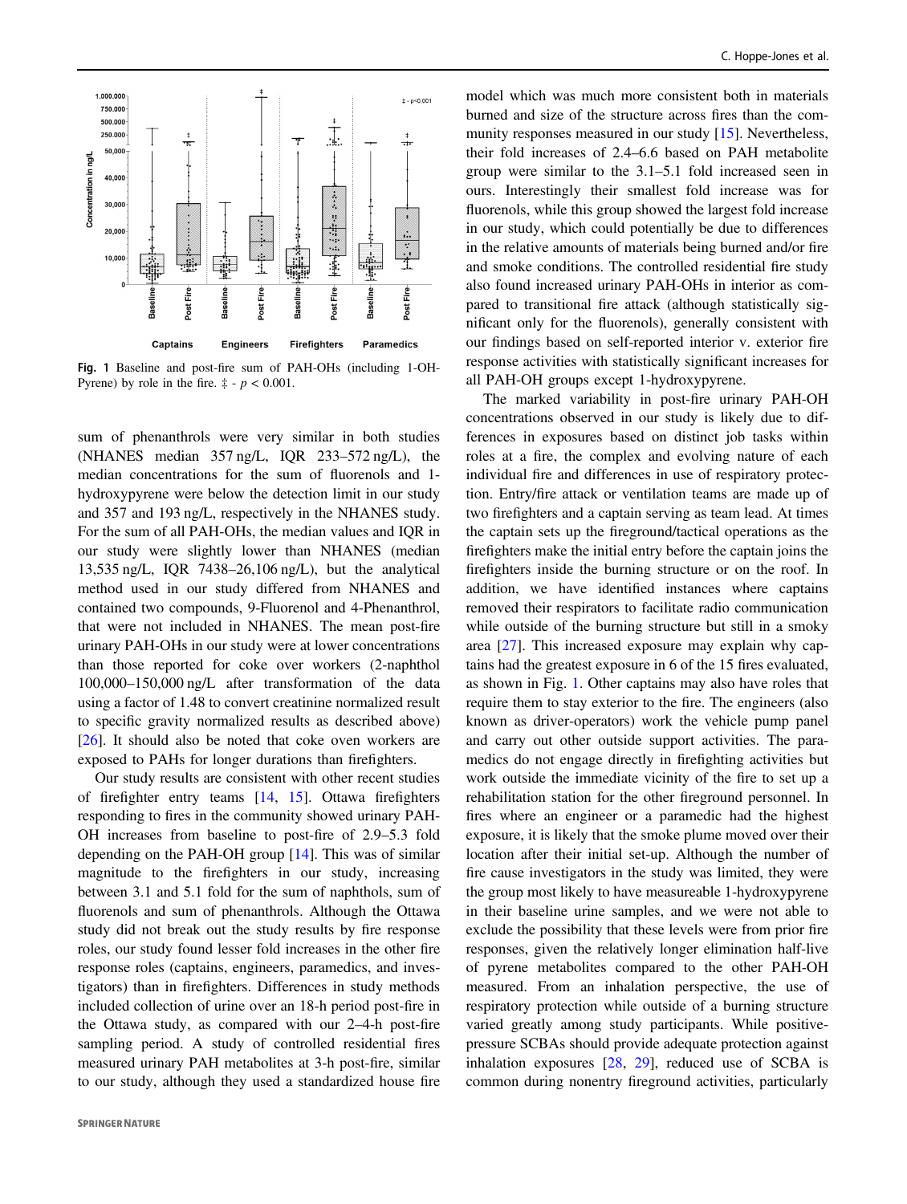Fig. 1 Baseline and post-fire sum of PAH-OHs (including 1-OH-Pyrene) by role in the fire. ‡ - $p < 0.001$.

sum of phenanthrols were very similar in both studies (NHANES median 357 ng/L, IQR 233–572 ng/L), the median concentrations for the sum of fluorenols and 1-hydroxypyrene were below the detection limit in our study and 357 and 193 ng/L, respectively in the NHANES study. For the sum of all PAH-OHs, the median values and IQR in our study were slightly lower than NHANES (median 13,535 ng/L, IQR 7438–26,106 ng/L), but the analytical method used in our study differed from NHANES and contained two compounds, 9-Fluorenol and 4-Phenanthrol, that were not included in NHANES. The mean post-fire urinary PAH-OHs in our study were at lower concentrations than those reported for coke over workers (2-naphthol 100,000–150,000 ng/L after transformation of the data using a factor of 1.48 to convert creatinine normalized result to specific gravity normalized results as described above) [26]. It should also be noted that coke oven workers are exposed to PAHs for longer durations than firefighters.

Our study results are consistent with other recent studies of firefighter entry teams [14, 15]. Ottawa firefighters responding to fires in the community showed urinary PAH-OH increases from baseline to post-fire of 2.9–5.3 fold depending on the PAH-OH group [14]. This was of similar magnitude to the firefighters in our study, increasing between 3.1 and 5.1 fold for the sum of naphthols, sum of fluorenols and sum of phenanthrols. Although the Ottawa study did not break out the study results by fire response roles, our study found lesser fold increases in the other fire response roles (captains, engineers, paramedics, and investigators) than in firefighters. Differences in study methods included collection of urine over an 18-h period post-fire in the Ottawa study, as compared with our 2–4-h post-fire sampling period. A study of controlled residential fires measured urinary PAH metabolites at 3-h post-fire, similar to our study, although they used a standardized house fire model which was much more consistent both in materials burned and size of the structure across fires than the community responses measured in our study [15]. Nevertheless, their fold increases of 2.4–6.6 based on PAH metabolite group were similar to the 3.1–5.1 fold increased seen in ours. Interestingly their smallest fold increase was for fluorenols, while this group showed the largest fold increase in our study, which could potentially be due to differences in the relative amounts of materials being burned and/or fire and smoke conditions. The controlled residential fire study also found increased urinary PAH-OHs in interior as compared to transitional fire attack (although statistically significant only for the fluorenols), generally consistent with our findings based on self-reported interior v. exterior fire response activities with statistically significant increases for all PAH-OH groups except 1-hydroxypyrene.

The marked variability in post-fire urinary PAH-OH concentrations observed in our study is likely due to differences in exposures based on distinct job tasks within roles at a fire, the complex and evolving nature of each individual fire and differences in use of respiratory protection. Entry/fire attack or ventilation teams are made up of two firefighters and a captain serving as team lead. At times the captain sets up the fireground/tactical operations as the firefighters make the initial entry before the captain joins the firefighters inside the burning structure or on the roof. In addition, we have identified instances where captains removed their respirators to facilitate radio communication while outside of the burning structure but still in a smoky area [27]. This increased exposure may explain why captains had the greatest exposure in 6 of the 15 fires evaluated, as shown in Fig. 1. Other captains may also have roles that require them to stay exterior to the fire. The engineers (also known as driver-operators) work the vehicle pump panel and carry out other outside support activities. The paramedics do not engage directly in firefighting activities but work outside the immediate vicinity of the fire to set up a rehabilitation station for the other fireground personnel. In fires where an engineer or a paramedic had the highest exposure, it is likely that the smoke plume moved over their location after their initial set-up. Although the number of fire cause investigators in the study was limited, they were the group most likely to have measureable 1-hydroxypyrene in their baseline urine samples, and we were not able to exclude the possibility that these levels were from prior fire responses, given the relatively longer elimination half-live of pyrene metabolites compared to the other PAH-OH measured. From an inhalation perspective, the use of respiratory protection while outside of a burning structure varied greatly among study participants. While positive-pressure SCBAs should provide adequate protection against inhalation exposures [28, 29], reduced use of SCBA is common during nonentry fireground activities, particularly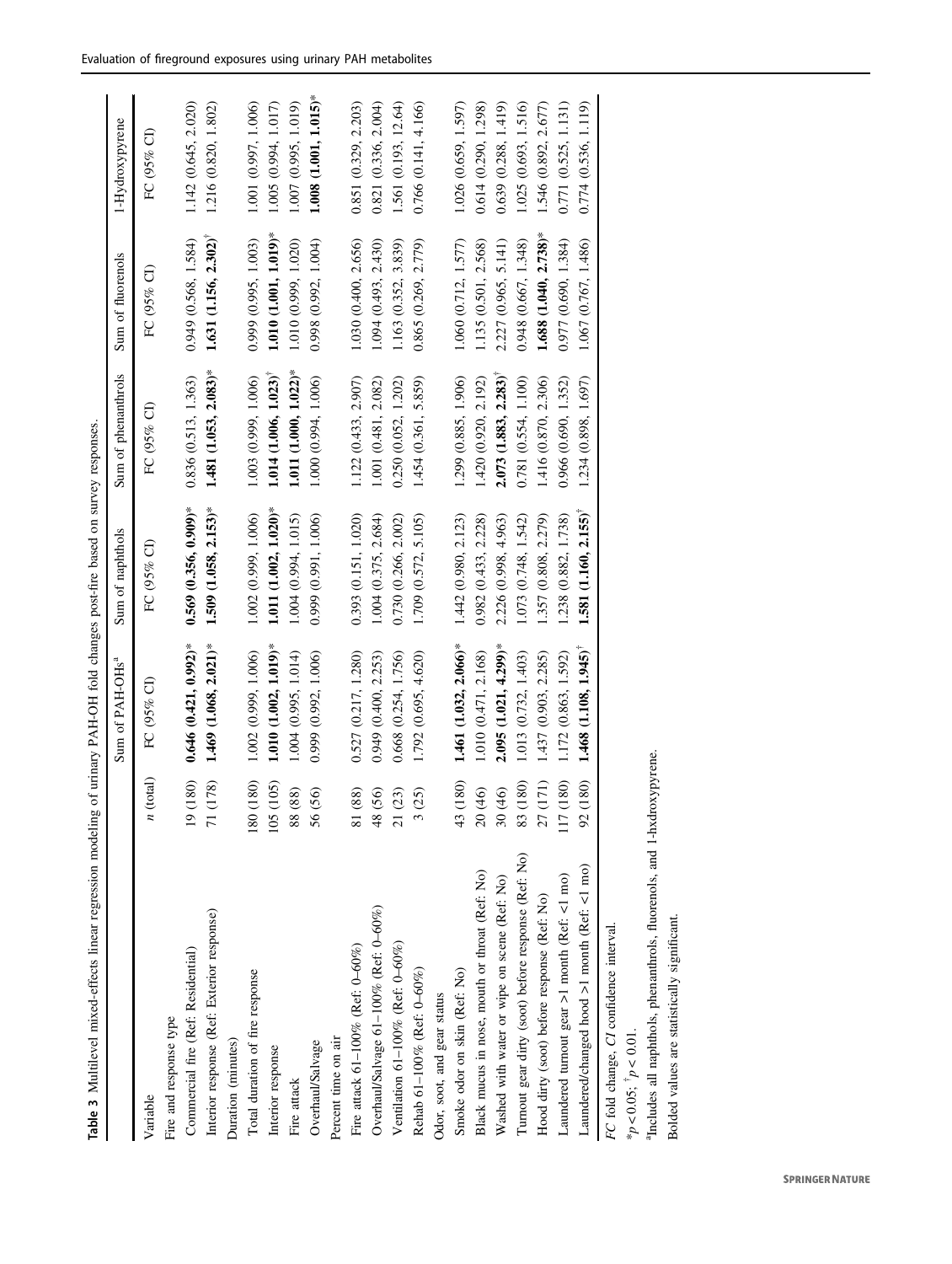**Table 3** Multilevel mixed-effects linear regression modeling of urinary PAH-OH fold changes post-fire based on survey responses.

| Variable | *n* (total) | Sum of PAH-OHs[a] FC (95% CI) | Sum of naphthols FC (95% CI) | Sum of phenanthrols FC (95% CI) | Sum of fluorenols FC (95% CI) | 1-Hydroxypyrene FC (95% CI) |
|---|---|---|---|---|---|---|
| Fire and response type | | | | | | |
| Commercial fire (Ref: Residential) | 19 (180) | **0.646 (0.421, 0.992)***  | **0.569 (0.356, 0.909)*** | 0.836 (0.513, 1.363) | 0.949 (0.568, 1.584) | 1.142 (0.645, 2.020) |
| Interior response (Ref: Exterior response) | 71 (178) | **1.469 (1.068, 2.021)*** | **1.509 (1.058, 2.153)*** | **1.481 (1.053, 2.083)*** | **1.631 (1.156, 2.302)**† | 1.216 (0.820, 1.802) |
| Duration (minutes) | | | | | | |
| Total duration of fire response | 180 (180) | 1.002 (0.999, 1.006) | 1.002 (0.999, 1.006) | 1.003 (0.999, 1.006) | 0.999 (0.995, 1.003) | 1.001 (0.997, 1.006) |
| Interior response | 105 (105) | **1.010 (1.002, 1.019)*** | **1.011 (1.002, 1.020)*** | **1.014 (1.006, 1.023)**† | **1.010 (1.001, 1.019)*** | 1.005 (0.994, 1.017) |
| Fire attack | 88 (88) | 1.004 (0.995, 1.014) | 1.004 (0.994, 1.015) | **1.011 (1.000, 1.022)*** | 1.010 (0.999, 1.020) | 1.007 (0.995, 1.019) |
| Overhaul/Salvage | 56 (56) | 0.999 (0.992, 1.006) | 0.999 (0.991, 1.006) | 1.000 (0.994, 1.006) | 0.998 (0.992, 1.004) | **1.008 (1.001, 1.015)*** |
| Percent time on air | | | | | | |
| Fire attack 61–100% (Ref: 0–60%) | 81 (88) | 0.527 (0.217, 1.280) | 0.393 (0.151, 1.020) | 1.122 (0.433, 2.907) | 1.030 (0.400, 2.656) | 0.851 (0.329, 2.203) |
| Overhaul/Salvage 61–100% (Ref: 0–60%) | 48 (56) | 0.949 (0.400, 2.253) | 1.004 (0.375, 2.684) | 1.001 (0.481, 2.082) | 1.094 (0.493, 2.430) | 0.821 (0.336, 2.004) |
| Ventilation 61–100% (Ref: 0–60%) | 21 (23) | 0.668 (0.254, 1.756) | 0.730 (0.266, 2.002) | 0.250 (0.052, 1.202) | 1.163 (0.352, 3.839) | 1.561 (0.193, 12.64) |
| Rehab 61–100% (Ref: 0–60%) | 3 (25) | 1.792 (0.695, 4.620) | 1.709 (0.572, 5.105) | 1.454 (0.361, 5.859) | 0.865 (0.269, 2.779) | 0.766 (0.141, 4.166) |
| Odor, soot, and gear status | | | | | | |
| Smoke odor on skin (Ref: No) | 43 (180) | **1.461 (1.032, 2.066)*** | 1.442 (0.980, 2.123) | 1.299 (0.885, 1.906) | 1.060 (0.712, 1.577) | 1.026 (0.659, 1.597) |
| Black mucus in nose, mouth or throat (Ref: No) | 20 (46) | 1.010 (0.471, 2.168) | 0.982 (0.433, 2.228) | 1.420 (0.920, 2.192) | 1.135 (0.501, 2.568) | 0.614 (0.290, 1.298) |
| Washed with water or wipe on scene (Ref: No) | 30 (46) | **2.095 (1.021, 4.299)*** | 2.226 (0.998, 4.963) | **2.073 (1.883, 2.283)**† | 2.227 (0.965, 5.141) | 0.639 (0.288, 1.419) |
| Turnout gear dirty (soot) before response (Ref: No) | 83 (180) | 1.013 (0.732, 1.403) | 1.073 (0.748, 1.542) | 0.781 (0.554, 1.100) | 0.948 (0.667, 1.348) | 1.025 (0.693, 1.516) |
| Hood dirty (soot) before response (Ref: No) | 27 (171) | 1.437 (0.903, 2.285) | 1.357 (0.808, 2.279) | 1.416 (0.870, 2.306) | **1.688 (1.040, 2.738)*** | 1.546 (0.892, 2.677) |
| Laundered turnout gear >1 month (Ref: <1 mo) | 117 (180) | 1.172 (0.863, 1.592) | 1.238 (0.882, 1.738) | 0.966 (0.690, 1.352) | 0.977 (0.690, 1.384) | 0.771 (0.525, 1.131) |
| Laundered/changed hood >1 month (Ref: <1 mo) | 92 (180) | **1.468 (1.108, 1.945)**† | **1.581 (1.160, 2.155)**† | 1.234 (0.898, 1.697) | 1.067 (0.767, 1.486) | 0.774 (0.536, 1.119) |

*FC* fold change, *CI* confidence interval.

*$p < 0.05$; †$p < 0.01$.

[a]Includes all naphthols, phenanthrols, fluorenols, and 1-hxdroxypyrene.

Bolded values are statistically significant.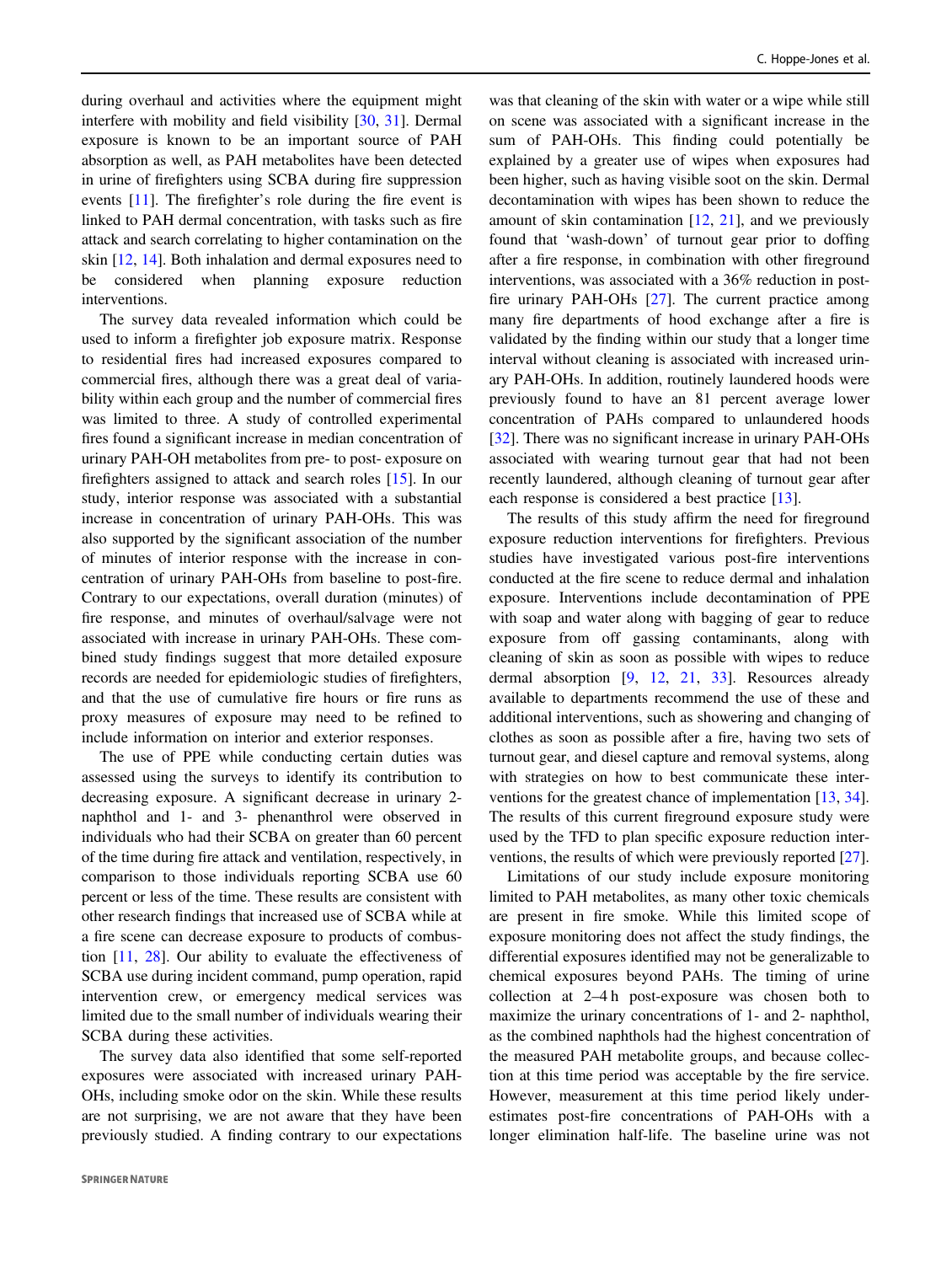during overhaul and activities where the equipment might interfere with mobility and field visibility [30, 31]. Dermal exposure is known to be an important source of PAH absorption as well, as PAH metabolites have been detected in urine of firefighters using SCBA during fire suppression events [11]. The firefighter's role during the fire event is linked to PAH dermal concentration, with tasks such as fire attack and search correlating to higher contamination on the skin [12, 14]. Both inhalation and dermal exposures need to be considered when planning exposure reduction interventions.

The survey data revealed information which could be used to inform a firefighter job exposure matrix. Response to residential fires had increased exposures compared to commercial fires, although there was a great deal of variability within each group and the number of commercial fires was limited to three. A study of controlled experimental fires found a significant increase in median concentration of urinary PAH-OH metabolites from pre- to post- exposure on firefighters assigned to attack and search roles [15]. In our study, interior response was associated with a substantial increase in concentration of urinary PAH-OHs. This was also supported by the significant association of the number of minutes of interior response with the increase in concentration of urinary PAH-OHs from baseline to post-fire. Contrary to our expectations, overall duration (minutes) of fire response, and minutes of overhaul/salvage were not associated with increase in urinary PAH-OHs. These combined study findings suggest that more detailed exposure records are needed for epidemiologic studies of firefighters, and that the use of cumulative fire hours or fire runs as proxy measures of exposure may need to be refined to include information on interior and exterior responses.

The use of PPE while conducting certain duties was assessed using the surveys to identify its contribution to decreasing exposure. A significant decrease in urinary 2-naphthol and 1- and 3- phenanthrol were observed in individuals who had their SCBA on greater than 60 percent of the time during fire attack and ventilation, respectively, in comparison to those individuals reporting SCBA use 60 percent or less of the time. These results are consistent with other research findings that increased use of SCBA while at a fire scene can decrease exposure to products of combustion [11, 28]. Our ability to evaluate the effectiveness of SCBA use during incident command, pump operation, rapid intervention crew, or emergency medical services was limited due to the small number of individuals wearing their SCBA during these activities.

The survey data also identified that some self-reported exposures were associated with increased urinary PAH-OHs, including smoke odor on the skin. While these results are not surprising, we are not aware that they have been previously studied. A finding contrary to our expectations was that cleaning of the skin with water or a wipe while still on scene was associated with a significant increase in the sum of PAH-OHs. This finding could potentially be explained by a greater use of wipes when exposures had been higher, such as having visible soot on the skin. Dermal decontamination with wipes has been shown to reduce the amount of skin contamination [12, 21], and we previously found that 'wash-down' of turnout gear prior to doffing after a fire response, in combination with other fireground interventions, was associated with a 36% reduction in post-fire urinary PAH-OHs [27]. The current practice among many fire departments of hood exchange after a fire is validated by the finding within our study that a longer time interval without cleaning is associated with increased urinary PAH-OHs. In addition, routinely laundered hoods were previously found to have an 81 percent average lower concentration of PAHs compared to unlaundered hoods [32]. There was no significant increase in urinary PAH-OHs associated with wearing turnout gear that had not been recently laundered, although cleaning of turnout gear after each response is considered a best practice [13].

The results of this study affirm the need for fireground exposure reduction interventions for firefighters. Previous studies have investigated various post-fire interventions conducted at the fire scene to reduce dermal and inhalation exposure. Interventions include decontamination of PPE with soap and water along with bagging of gear to reduce exposure from off gassing contaminants, along with cleaning of skin as soon as possible with wipes to reduce dermal absorption [9, 12, 21, 33]. Resources already available to departments recommend the use of these and additional interventions, such as showering and changing of clothes as soon as possible after a fire, having two sets of turnout gear, and diesel capture and removal systems, along with strategies on how to best communicate these interventions for the greatest chance of implementation [13, 34]. The results of this current fireground exposure study were used by the TFD to plan specific exposure reduction interventions, the results of which were previously reported [27].

Limitations of our study include exposure monitoring limited to PAH metabolites, as many other toxic chemicals are present in fire smoke. While this limited scope of exposure monitoring does not affect the study findings, the differential exposures identified may not be generalizable to chemical exposures beyond PAHs. The timing of urine collection at 2–4 h post-exposure was chosen both to maximize the urinary concentrations of 1- and 2- naphthol, as the combined naphthols had the highest concentration of the measured PAH metabolite groups, and because collection at this time period was acceptable by the fire service. However, measurement at this time period likely underestimates post-fire concentrations of PAH-OHs with a longer elimination half-life. The baseline urine was not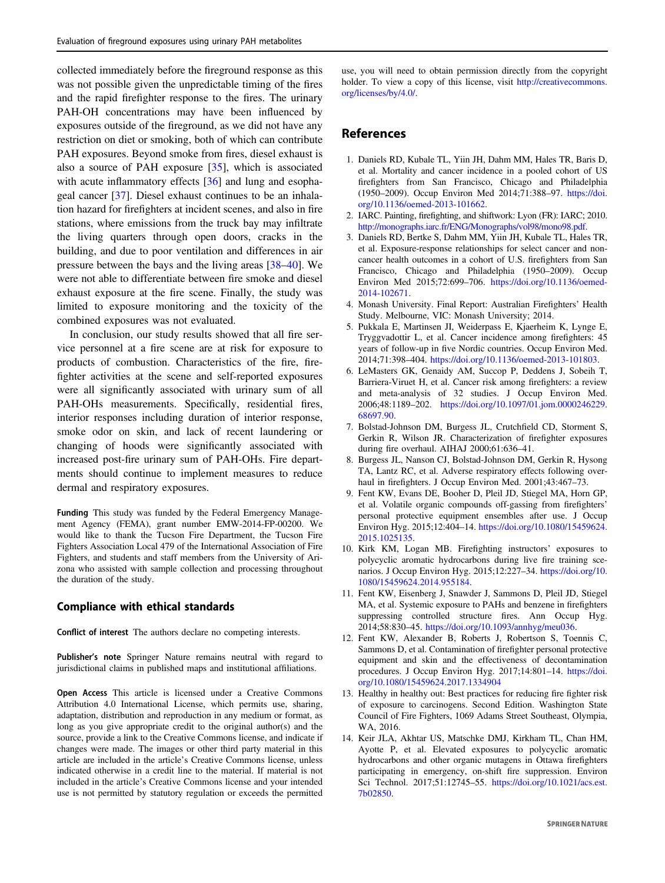collected immediately before the fireground response as this was not possible given the unpredictable timing of the fires and the rapid firefighter response to the fires. The urinary PAH-OH concentrations may have been influenced by exposures outside of the fireground, as we did not have any restriction on diet or smoking, both of which can contribute PAH exposures. Beyond smoke from fires, diesel exhaust is also a source of PAH exposure [35], which is associated with acute inflammatory effects [36] and lung and esophageal cancer [37]. Diesel exhaust continues to be an inhalation hazard for firefighters at incident scenes, and also in fire stations, where emissions from the truck bay may infiltrate the living quarters through open doors, cracks in the building, and due to poor ventilation and differences in air pressure between the bays and the living areas [38–40]. We were not able to differentiate between fire smoke and diesel exhaust exposure at the fire scene. Finally, the study was limited to exposure monitoring and the toxicity of the combined exposures was not evaluated.

In conclusion, our study results showed that all fire service personnel at a fire scene are at risk for exposure to products of combustion. Characteristics of the fire, firefighter activities at the scene and self-reported exposures were all significantly associated with urinary sum of all PAH-OHs measurements. Specifically, residential fires, interior responses including duration of interior response, smoke odor on skin, and lack of recent laundering or changing of hoods were significantly associated with increased post-fire urinary sum of PAH-OHs. Fire departments should continue to implement measures to reduce dermal and respiratory exposures.

**Funding** This study was funded by the Federal Emergency Management Agency (FEMA), grant number EMW-2014-FP-00200. We would like to thank the Tucson Fire Department, the Tucson Fire Fighters Association Local 479 of the International Association of Fire Fighters, and students and staff members from the University of Arizona who assisted with sample collection and processing throughout the duration of the study.

## Compliance with ethical standards

**Conflict of interest** The authors declare no competing interests.

**Publisher's note** Springer Nature remains neutral with regard to jurisdictional claims in published maps and institutional affiliations.

**Open Access** This article is licensed under a Creative Commons Attribution 4.0 International License, which permits use, sharing, adaptation, distribution and reproduction in any medium or format, as long as you give appropriate credit to the original author(s) and the source, provide a link to the Creative Commons license, and indicate if changes were made. The images or other third party material in this article are included in the article's Creative Commons license, unless indicated otherwise in a credit line to the material. If material is not included in the article's Creative Commons license and your intended use is not permitted by statutory regulation or exceeds the permitted use, you will need to obtain permission directly from the copyright holder. To view a copy of this license, visit http://creativecommons.org/licenses/by/4.0/.

## References

1. Daniels RD, Kubale TL, Yiin JH, Dahm MM, Hales TR, Baris D, et al. Mortality and cancer incidence in a pooled cohort of US firefighters from San Francisco, Chicago and Philadelphia (1950–2009). Occup Environ Med 2014;71:388–97. https://doi.org/10.1136/oemed-2013-101662.
2. IARC. Painting, firefighting, and shiftwork: Lyon (FR): IARC; 2010. http://monographs.iarc.fr/ENG/Monographs/vol98/mono98.pdf.
3. Daniels RD, Bertke S, Dahm MM, Yiin JH, Kubale TL, Hales TR, et al. Exposure-response relationships for select cancer and non-cancer health outcomes in a cohort of U.S. firefighters from San Francisco, Chicago and Philadelphia (1950–2009). Occup Environ Med 2015;72:699–706. https://doi.org/10.1136/oemed-2014-102671.
4. Monash University. Final Report: Australian Firefighters' Health Study. Melbourne, VIC: Monash University; 2014.
5. Pukkala E, Martinsen JI, Weiderpass E, Kjaerheim K, Lynge E, Tryggvadottir L, et al. Cancer incidence among firefighters: 45 years of follow-up in five Nordic countries. Occup Environ Med. 2014;71:398–404. https://doi.org/10.1136/oemed-2013-101803.
6. LeMasters GK, Genaidy AM, Succop P, Deddens J, Sobeih T, Barriera-Viruet H, et al. Cancer risk among firefighters: a review and meta-analysis of 32 studies. J Occup Environ Med. 2006;48:1189–202. https://doi.org/10.1097/01.jom.0000246229.68697.90.
7. Bolstad-Johnson DM, Burgess JL, Crutchfield CD, Storment S, Gerkin R, Wilson JR. Characterization of firefighter exposures during fire overhaul. AIHAJ 2000;61:636–41.
8. Burgess JL, Nanson CJ, Bolstad-Johnson DM, Gerkin R, Hysong TA, Lantz RC, et al. Adverse respiratory effects following overhaul in firefighters. J Occup Environ Med. 2001;43:467–73.
9. Fent KW, Evans DE, Booher D, Pleil JD, Stiegel MA, Horn GP, et al. Volatile organic compounds off-gassing from firefighters' personal protective equipment ensembles after use. J Occup Environ Hyg. 2015;12:404–14. https://doi.org/10.1080/15459624.2015.1025135.
10. Kirk KM, Logan MB. Firefighting instructors' exposures to polycyclic aromatic hydrocarbons during live fire training scenarios. J Occup Environ Hyg. 2015;12:227–34. https://doi.org/10.1080/15459624.2014.955184.
11. Fent KW, Eisenberg J, Snawder J, Sammons D, Pleil JD, Stiegel MA, et al. Systemic exposure to PAHs and benzene in firefighters suppressing controlled structure fires. Ann Occup Hyg. 2014;58:830–45. https://doi.org/10.1093/annhyg/meu036.
12. Fent KW, Alexander B, Roberts J, Robertson S, Toennis C, Sammons D, et al. Contamination of firefighter personal protective equipment and skin and the effectiveness of decontamination procedures. J Occup Environ Hyg. 2017;14:801–14. https://doi.org/10.1080/15459624.2017.1334904
13. Healthy in healthy out: Best practices for reducing fire fighter risk of exposure to carcinogens. Second Edition. Washington State Council of Fire Fighters, 1069 Adams Street Southeast, Olympia, WA, 2016.
14. Keir JLA, Akhtar US, Matschke DMJ, Kirkham TL, Chan HM, Ayotte P, et al. Elevated exposures to polycyclic aromatic hydrocarbons and other organic mutagens in Ottawa firefighters participating in emergency, on-shift fire suppression. Environ Sci Technol. 2017;51:12745–55. https://doi.org/10.1021/acs.est.7b02850.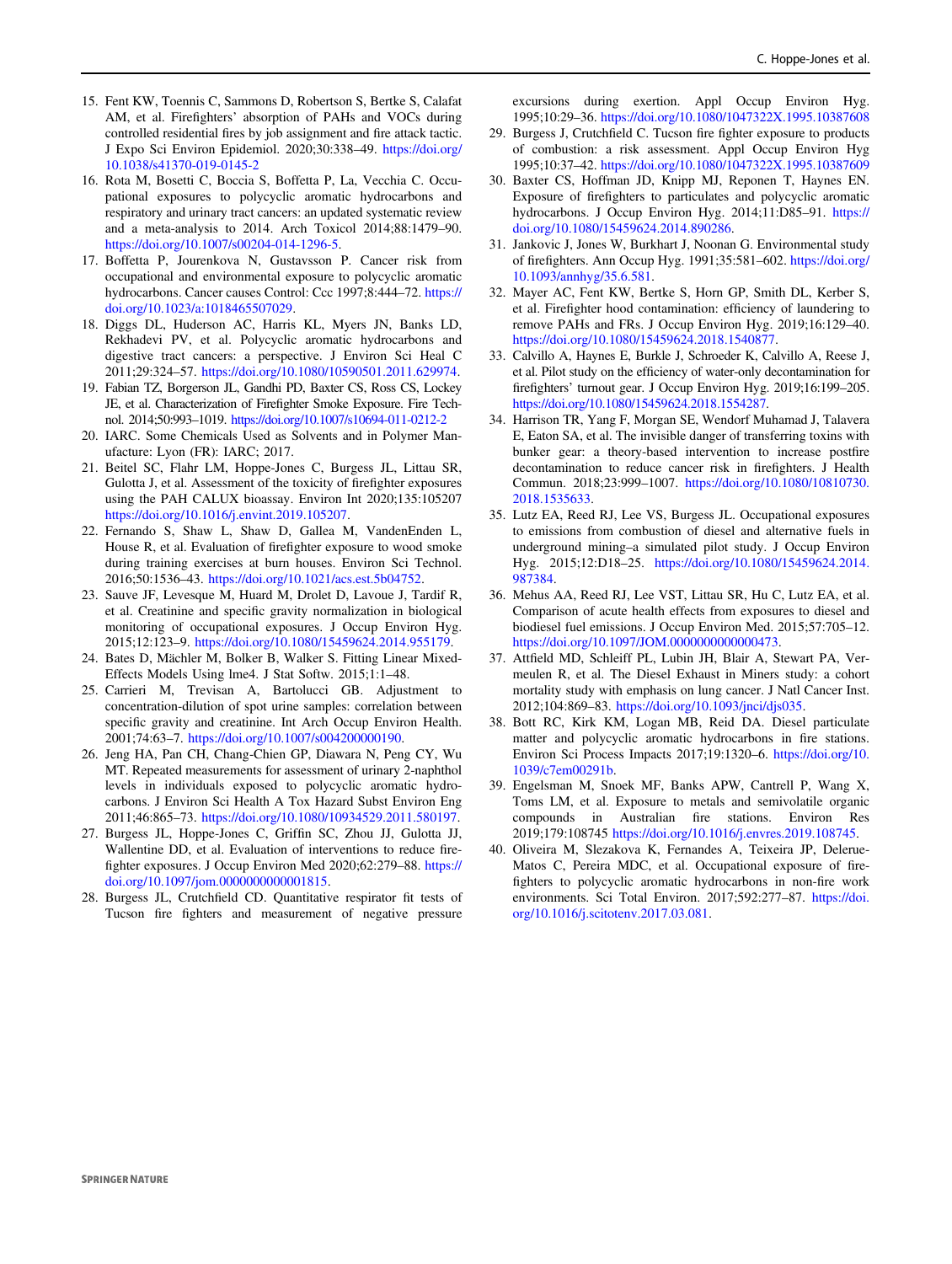15. Fent KW, Toennis C, Sammons D, Robertson S, Bertke S, Calafat AM, et al. Firefighters' absorption of PAHs and VOCs during controlled residential fires by job assignment and fire attack tactic. J Expo Sci Environ Epidemiol. 2020;30:338–49. https://doi.org/10.1038/s41370-019-0145-2
16. Rota M, Bosetti C, Boccia S, Boffetta P, La, Vecchia C. Occupational exposures to polycyclic aromatic hydrocarbons and respiratory and urinary tract cancers: an updated systematic review and a meta-analysis to 2014. Arch Toxicol 2014;88:1479–90. https://doi.org/10.1007/s00204-014-1296-5.
17. Boffetta P, Jourenkova N, Gustavsson P. Cancer risk from occupational and environmental exposure to polycyclic aromatic hydrocarbons. Cancer causes Control: Ccc 1997;8:444–72. https://doi.org/10.1023/a:1018465507029.
18. Diggs DL, Huderson AC, Harris KL, Myers JN, Banks LD, Rekhadevi PV, et al. Polycyclic aromatic hydrocarbons and digestive tract cancers: a perspective. J Environ Sci Heal C 2011;29:324–57. https://doi.org/10.1080/10590501.2011.629974.
19. Fabian TZ, Borgerson JL, Gandhi PD, Baxter CS, Ross CS, Lockey JE, et al. Characterization of Firefighter Smoke Exposure. Fire Technol. 2014;50:993–1019. https://doi.org/10.1007/s10694-011-0212-2
20. IARC. Some Chemicals Used as Solvents and in Polymer Manufacture: Lyon (FR): IARC; 2017.
21. Beitel SC, Flahr LM, Hoppe-Jones C, Burgess JL, Littau SR, Gulotta J, et al. Assessment of the toxicity of firefighter exposures using the PAH CALUX bioassay. Environ Int 2020;135:105207 https://doi.org/10.1016/j.envint.2019.105207.
22. Fernando S, Shaw L, Shaw D, Gallea M, VandenEnden L, House R, et al. Evaluation of firefighter exposure to wood smoke during training exercises at burn houses. Environ Sci Technol. 2016;50:1536–43. https://doi.org/10.1021/acs.est.5b04752.
23. Sauve JF, Levesque M, Huard M, Drolet D, Lavoue J, Tardif R, et al. Creatinine and specific gravity normalization in biological monitoring of occupational exposures. J Occup Environ Hyg. 2015;12:123–9. https://doi.org/10.1080/15459624.2014.955179.
24. Bates D, Mächler M, Bolker B, Walker S. Fitting Linear Mixed-Effects Models Using lme4. J Stat Softw. 2015;1:1–48.
25. Carrieri M, Trevisan A, Bartolucci GB. Adjustment to concentration-dilution of spot urine samples: correlation between specific gravity and creatinine. Int Arch Occup Environ Health. 2001;74:63–7. https://doi.org/10.1007/s004200000190.
26. Jeng HA, Pan CH, Chang-Chien GP, Diawara N, Peng CY, Wu MT. Repeated measurements for assessment of urinary 2-naphthol levels in individuals exposed to polycyclic aromatic hydrocarbons. J Environ Sci Health A Tox Hazard Subst Environ Eng 2011;46:865–73. https://doi.org/10.1080/10934529.2011.580197.
27. Burgess JL, Hoppe-Jones C, Griffin SC, Zhou JJ, Gulotta JJ, Wallentine DD, et al. Evaluation of interventions to reduce firefighter exposures. J Occup Environ Med 2020;62:279–88. https://doi.org/10.1097/jom.0000000000001815.
28. Burgess JL, Crutchfield CD. Quantitative respirator fit tests of Tucson fire fighters and measurement of negative pressure excursions during exertion. Appl Occup Environ Hyg. 1995;10:29–36. https://doi.org/10.1080/1047322X.1995.10387608
29. Burgess J, Crutchfield C. Tucson fire fighter exposure to products of combustion: a risk assessment. Appl Occup Environ Hyg 1995;10:37–42. https://doi.org/10.1080/1047322X.1995.10387609
30. Baxter CS, Hoffman JD, Knipp MJ, Reponen T, Haynes EN. Exposure of firefighters to particulates and polycyclic aromatic hydrocarbons. J Occup Environ Hyg. 2014;11:D85–91. https://doi.org/10.1080/15459624.2014.890286.
31. Jankovic J, Jones W, Burkhart J, Noonan G. Environmental study of firefighters. Ann Occup Hyg. 1991;35:581–602. https://doi.org/10.1093/annhyg/35.6.581.
32. Mayer AC, Fent KW, Bertke S, Horn GP, Smith DL, Kerber S, et al. Firefighter hood contamination: efficiency of laundering to remove PAHs and FRs. J Occup Environ Hyg. 2019;16:129–40. https://doi.org/10.1080/15459624.2018.1540877.
33. Calvillo A, Haynes E, Burkle J, Schroeder K, Calvillo A, Reese J, et al. Pilot study on the efficiency of water-only decontamination for firefighters' turnout gear. J Occup Environ Hyg. 2019;16:199–205. https://doi.org/10.1080/15459624.2018.1554287.
34. Harrison TR, Yang F, Morgan SE, Wendorf Muhamad J, Talavera E, Eaton SA, et al. The invisible danger of transferring toxins with bunker gear: a theory-based intervention to increase postfire decontamination to reduce cancer risk in firefighters. J Health Commun. 2018;23:999–1007. https://doi.org/10.1080/10810730.2018.1535633.
35. Lutz EA, Reed RJ, Lee VS, Burgess JL. Occupational exposures to emissions from combustion of diesel and alternative fuels in underground mining–a simulated pilot study. J Occup Environ Hyg. 2015;12:D18–25. https://doi.org/10.1080/15459624.2014.987384.
36. Mehus AA, Reed RJ, Lee VST, Littau SR, Hu C, Lutz EA, et al. Comparison of acute health effects from exposures to diesel and biodiesel fuel emissions. J Occup Environ Med. 2015;57:705–12. https://doi.org/10.1097/JOM.0000000000000473.
37. Attfield MD, Schleiff PL, Lubin JH, Blair A, Stewart PA, Vermeulen R, et al. The Diesel Exhaust in Miners study: a cohort mortality study with emphasis on lung cancer. J Natl Cancer Inst. 2012;104:869–83. https://doi.org/10.1093/jnci/djs035.
38. Bott RC, Kirk KM, Logan MB, Reid DA. Diesel particulate matter and polycyclic aromatic hydrocarbons in fire stations. Environ Sci Process Impacts 2017;19:1320–6. https://doi.org/10.1039/c7em00291b.
39. Engelsman M, Snoek MF, Banks APW, Cantrell P, Wang X, Toms LM, et al. Exposure to metals and semivolatile organic compounds in Australian fire stations. Environ Res 2019;179:108745 https://doi.org/10.1016/j.envres.2019.108745.
40. Oliveira M, Slezakova K, Fernandes A, Teixeira JP, Delerue-Matos C, Pereira MDC, et al. Occupational exposure of firefighters to polycyclic aromatic hydrocarbons in non-fire work environments. Sci Total Environ. 2017;592:277–87. https://doi.org/10.1016/j.scitotenv.2017.03.081.